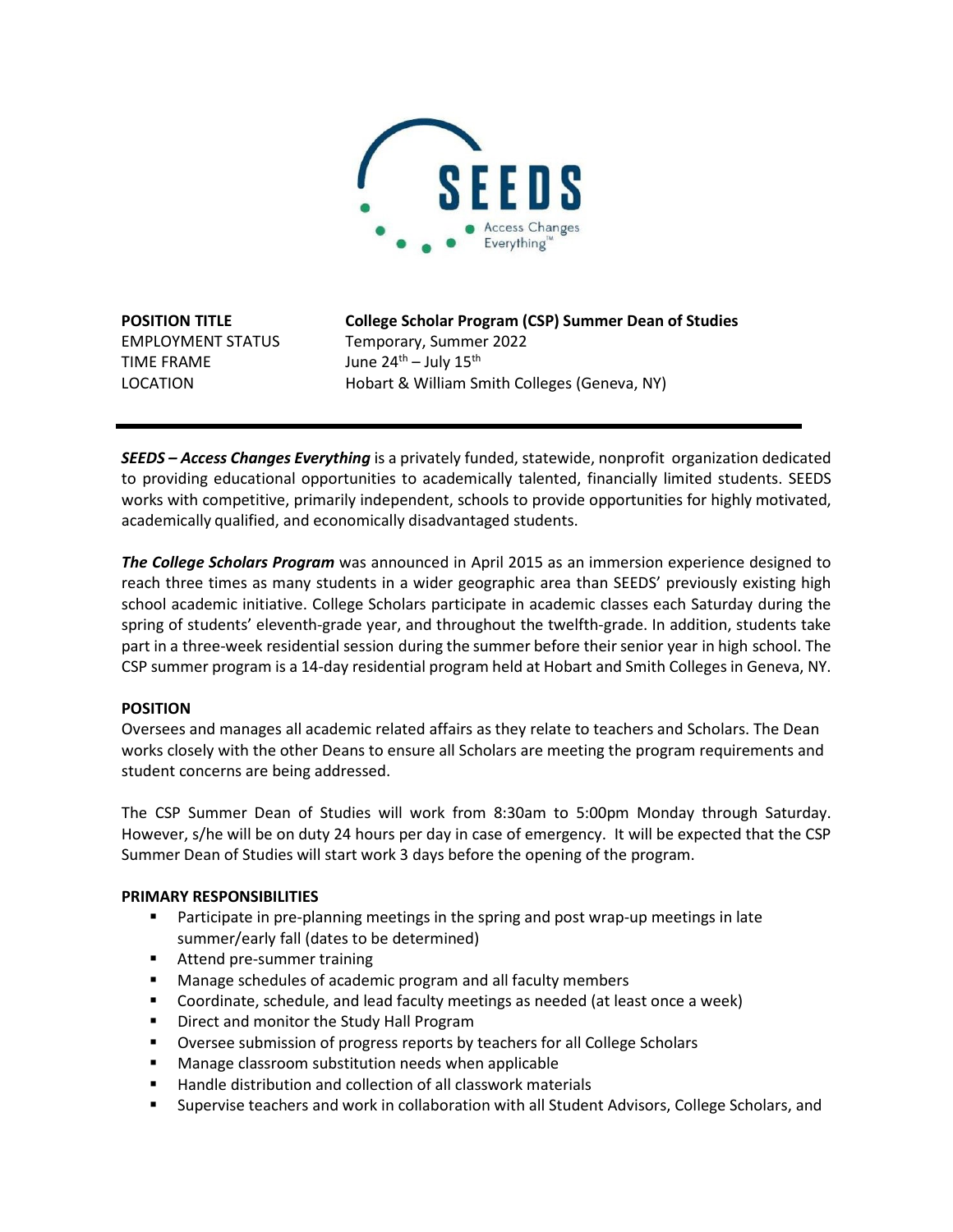SEEDS
Access Changes Everything™

| | |
|---|---|
| **POSITION TITLE** | **College Scholar Program (CSP) Summer Dean of Studies** |
| EMPLOYMENT STATUS | Temporary, Summer 2022 |
| TIME FRAME | June 24th – July 15th |
| LOCATION | Hobart & William Smith Colleges (Geneva, NY) |

---

***SEEDS – Access Changes Everything*** is a privately funded, statewide, nonprofit organization dedicated to providing educational opportunities to academically talented, financially limited students. SEEDS works with competitive, primarily independent, schools to provide opportunities for highly motivated, academically qualified, and economically disadvantaged students.

***The College Scholars Program*** was announced in April 2015 as an immersion experience designed to reach three times as many students in a wider geographic area than SEEDS' previously existing high school academic initiative. College Scholars participate in academic classes each Saturday during the spring of students' eleventh-grade year, and throughout the twelfth-grade. In addition, students take part in a three-week residential session during the summer before their senior year in high school. The CSP summer program is a 14-day residential program held at Hobart and Smith Colleges in Geneva, NY.

**POSITION**

Oversees and manages all academic related affairs as they relate to teachers and Scholars. The Dean works closely with the other Deans to ensure all Scholars are meeting the program requirements and student concerns are being addressed.

The CSP Summer Dean of Studies will work from 8:30am to 5:00pm Monday through Saturday. However, s/he will be on duty 24 hours per day in case of emergency. It will be expected that the CSP Summer Dean of Studies will start work 3 days before the opening of the program.

**PRIMARY RESPONSIBILITIES**

- Participate in pre-planning meetings in the spring and post wrap-up meetings in late summer/early fall (dates to be determined)
- Attend pre-summer training
- Manage schedules of academic program and all faculty members
- Coordinate, schedule, and lead faculty meetings as needed (at least once a week)
- Direct and monitor the Study Hall Program
- Oversee submission of progress reports by teachers for all College Scholars
- Manage classroom substitution needs when applicable
- Handle distribution and collection of all classwork materials
- Supervise teachers and work in collaboration with all Student Advisors, College Scholars, and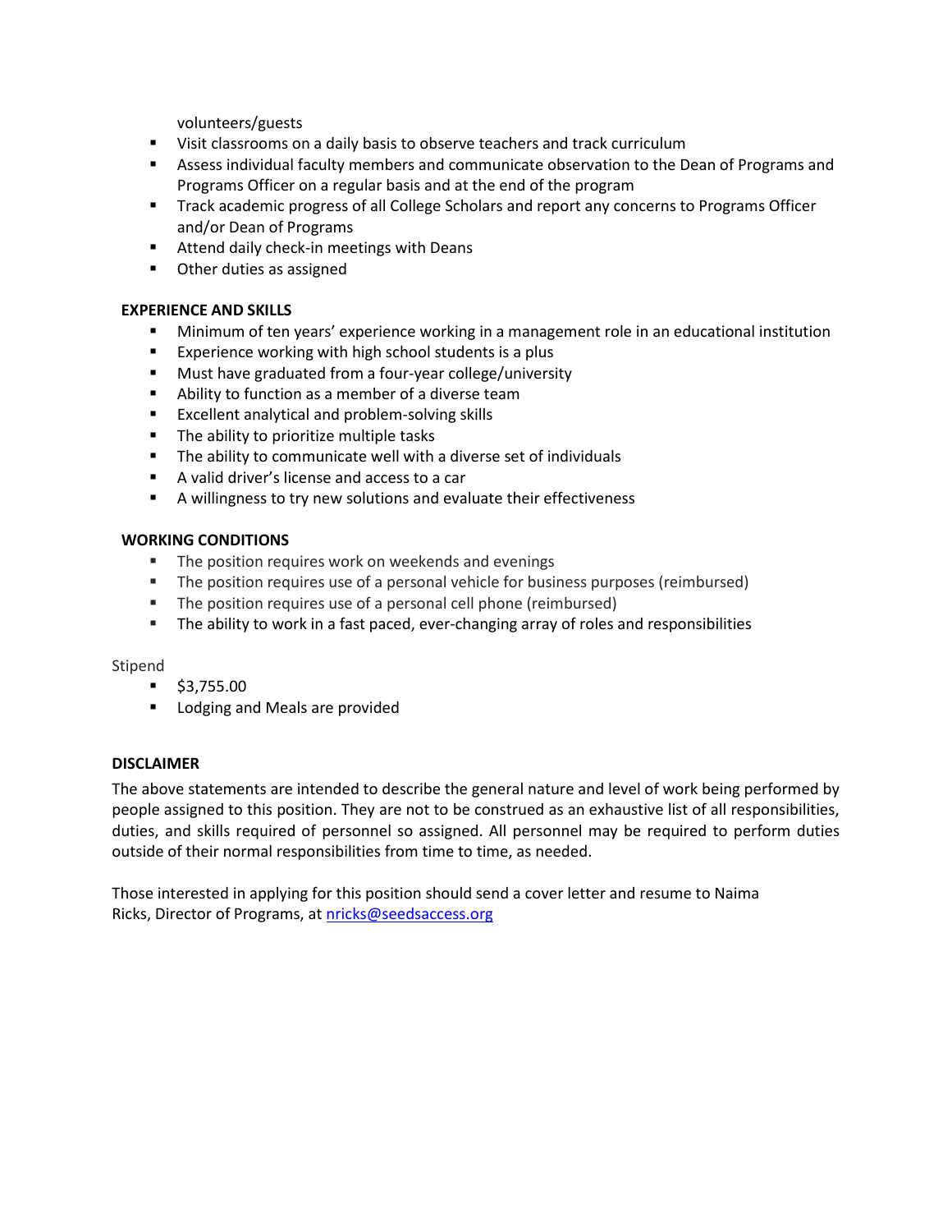volunteers/guests

- Visit classrooms on a daily basis to observe teachers and track curriculum
- Assess individual faculty members and communicate observation to the Dean of Programs and Programs Officer on a regular basis and at the end of the program
- Track academic progress of all College Scholars and report any concerns to Programs Officer and/or Dean of Programs
- Attend daily check-in meetings with Deans
- Other duties as assigned

**EXPERIENCE AND SKILLS**

- Minimum of ten years' experience working in a management role in an educational institution
- Experience working with high school students is a plus
- Must have graduated from a four-year college/university
- Ability to function as a member of a diverse team
- Excellent analytical and problem-solving skills
- The ability to prioritize multiple tasks
- The ability to communicate well with a diverse set of individuals
- A valid driver's license and access to a car
- A willingness to try new solutions and evaluate their effectiveness

**WORKING CONDITIONS**

- The position requires work on weekends and evenings
- The position requires use of a personal vehicle for business purposes (reimbursed)
- The position requires use of a personal cell phone (reimbursed)
- The ability to work in a fast paced, ever-changing array of roles and responsibilities

Stipend

- $3,755.00
- Lodging and Meals are provided

**DISCLAIMER**

The above statements are intended to describe the general nature and level of work being performed by people assigned to this position. They are not to be construed as an exhaustive list of all responsibilities, duties, and skills required of personnel so assigned. All personnel may be required to perform duties outside of their normal responsibilities from time to time, as needed.

Those interested in applying for this position should send a cover letter and resume to Naima Ricks, Director of Programs, at nricks@seedsaccess.org